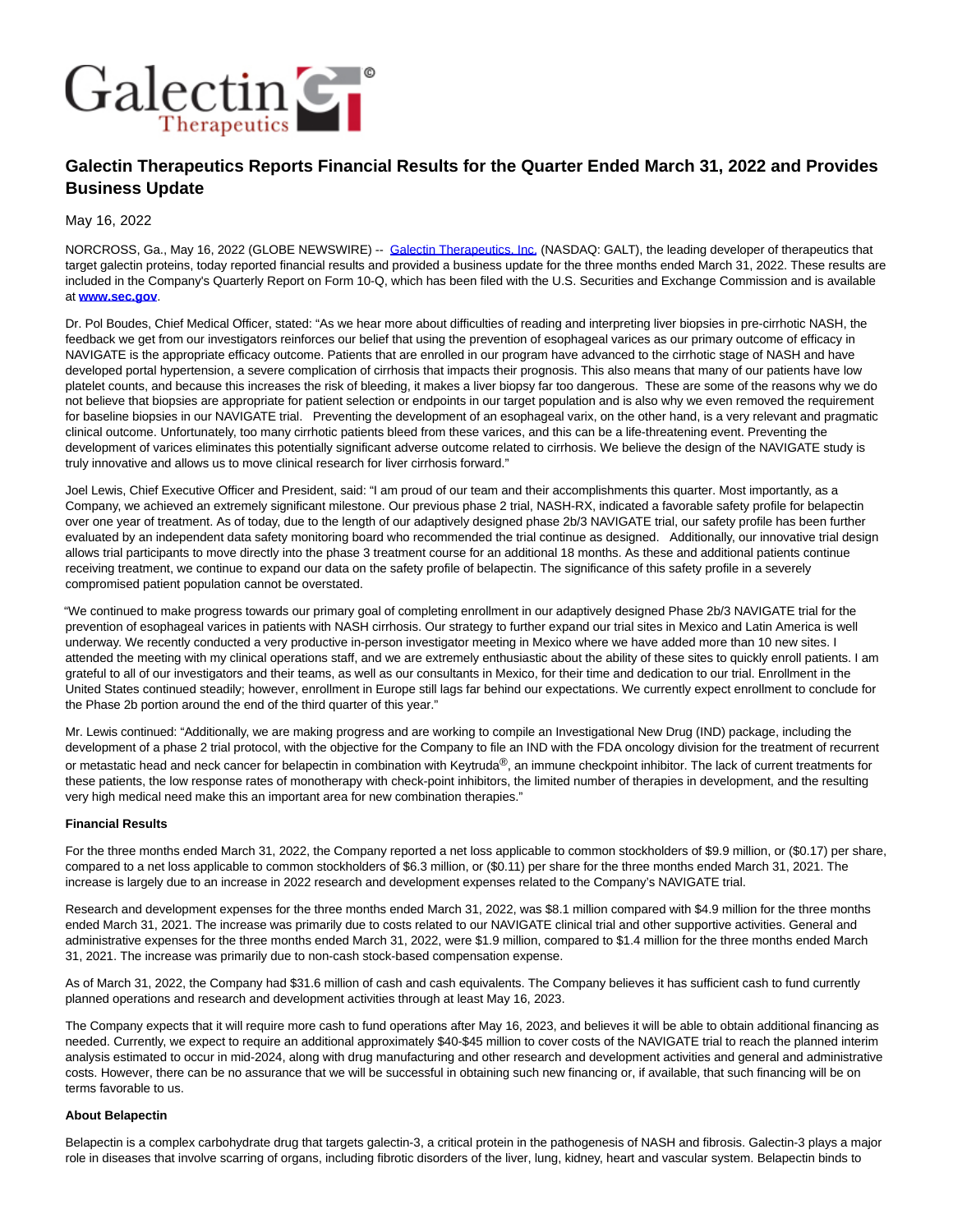# Galectin Therapeutics Reports Financial Results for the Quarter Ended March 31, 2022 and Provides Business Update

May 16, 2022

NORCROSS, Ga., May 16, 2022 (GLOBE NEWSWIRE) -- Galectin Therapeutics, Inc. (NASDAQ: GALT), the leading developer of therapeutics that target galectin proteins, today reported financial results and provided a business update for the three months ended March 31, 2022. These results are included in the Company's Quarterly Report on Form 10-Q, which has been filed with the U.S. Securities and Exchange Commission and is available at **www.sec.gov**.

Dr. Pol Boudes, Chief Medical Officer, stated: "As we hear more about difficulties of reading and interpreting liver biopsies in pre-cirrhotic NASH, the feedback we get from our investigators reinforces our belief that using the prevention of esophageal varices as our primary outcome of efficacy in NAVIGATE is the appropriate efficacy outcome. Patients that are enrolled in our program have advanced to the cirrhotic stage of NASH and have developed portal hypertension, a severe complication of cirrhosis that impacts their prognosis. This also means that many of our patients have low platelet counts, and because this increases the risk of bleeding, it makes a liver biopsy far too dangerous. These are some of the reasons why we do not believe that biopsies are appropriate for patient selection or endpoints in our target population and is also why we even removed the requirement for baseline biopsies in our NAVIGATE trial. Preventing the development of an esophageal varix, on the other hand, is a very relevant and pragmatic clinical outcome. Unfortunately, too many cirrhotic patients bleed from these varices, and this can be a life-threatening event. Preventing the development of varices eliminates this potentially significant adverse outcome related to cirrhosis. We believe the design of the NAVIGATE study is truly innovative and allows us to move clinical research for liver cirrhosis forward."

Joel Lewis, Chief Executive Officer and President, said: "I am proud of our team and their accomplishments this quarter. Most importantly, as a Company, we achieved an extremely significant milestone. Our previous phase 2 trial, NASH-RX, indicated a favorable safety profile for belapectin over one year of treatment. As of today, due to the length of our adaptively designed phase 2b/3 NAVIGATE trial, our safety profile has been further evaluated by an independent data safety monitoring board who recommended the trial continue as designed. Additionally, our innovative trial design allows trial participants to move directly into the phase 3 treatment course for an additional 18 months. As these and additional patients continue receiving treatment, we continue to expand our data on the safety profile of belapectin. The significance of this safety profile in a severely compromised patient population cannot be overstated.

"We continued to make progress towards our primary goal of completing enrollment in our adaptively designed Phase 2b/3 NAVIGATE trial for the prevention of esophageal varices in patients with NASH cirrhosis. Our strategy to further expand our trial sites in Mexico and Latin America is well underway. We recently conducted a very productive in-person investigator meeting in Mexico where we have added more than 10 new sites. I attended the meeting with my clinical operations staff, and we are extremely enthusiastic about the ability of these sites to quickly enroll patients. I am grateful to all of our investigators and their teams, as well as our consultants in Mexico, for their time and dedication to our trial. Enrollment in the United States continued steadily; however, enrollment in Europe still lags far behind our expectations. We currently expect enrollment to conclude for the Phase 2b portion around the end of the third quarter of this year."

Mr. Lewis continued: "Additionally, we are making progress and are working to compile an Investigational New Drug (IND) package, including the development of a phase 2 trial protocol, with the objective for the Company to file an IND with the FDA oncology division for the treatment of recurrent or metastatic head and neck cancer for belapectin in combination with Keytruda®, an immune checkpoint inhibitor. The lack of current treatments for these patients, the low response rates of monotherapy with check-point inhibitors, the limited number of therapies in development, and the resulting very high medical need make this an important area for new combination therapies."

**Financial Results**

For the three months ended March 31, 2022, the Company reported a net loss applicable to common stockholders of $9.9 million, or ($0.17) per share, compared to a net loss applicable to common stockholders of $6.3 million, or ($0.11) per share for the three months ended March 31, 2021. The increase is largely due to an increase in 2022 research and development expenses related to the Company's NAVIGATE trial.

Research and development expenses for the three months ended March 31, 2022, was $8.1 million compared with $4.9 million for the three months ended March 31, 2021. The increase was primarily due to costs related to our NAVIGATE clinical trial and other supportive activities. General and administrative expenses for the three months ended March 31, 2022, were $1.9 million, compared to $1.4 million for the three months ended March 31, 2021. The increase was primarily due to non-cash stock-based compensation expense.

As of March 31, 2022, the Company had $31.6 million of cash and cash equivalents. The Company believes it has sufficient cash to fund currently planned operations and research and development activities through at least May 16, 2023.

The Company expects that it will require more cash to fund operations after May 16, 2023, and believes it will be able to obtain additional financing as needed. Currently, we expect to require an additional approximately $40-$45 million to cover costs of the NAVIGATE trial to reach the planned interim analysis estimated to occur in mid-2024, along with drug manufacturing and other research and development activities and general and administrative costs. However, there can be no assurance that we will be successful in obtaining such new financing or, if available, that such financing will be on terms favorable to us.

**About Belapectin**

Belapectin is a complex carbohydrate drug that targets galectin-3, a critical protein in the pathogenesis of NASH and fibrosis. Galectin-3 plays a major role in diseases that involve scarring of organs, including fibrotic disorders of the liver, lung, kidney, heart and vascular system. Belapectin binds to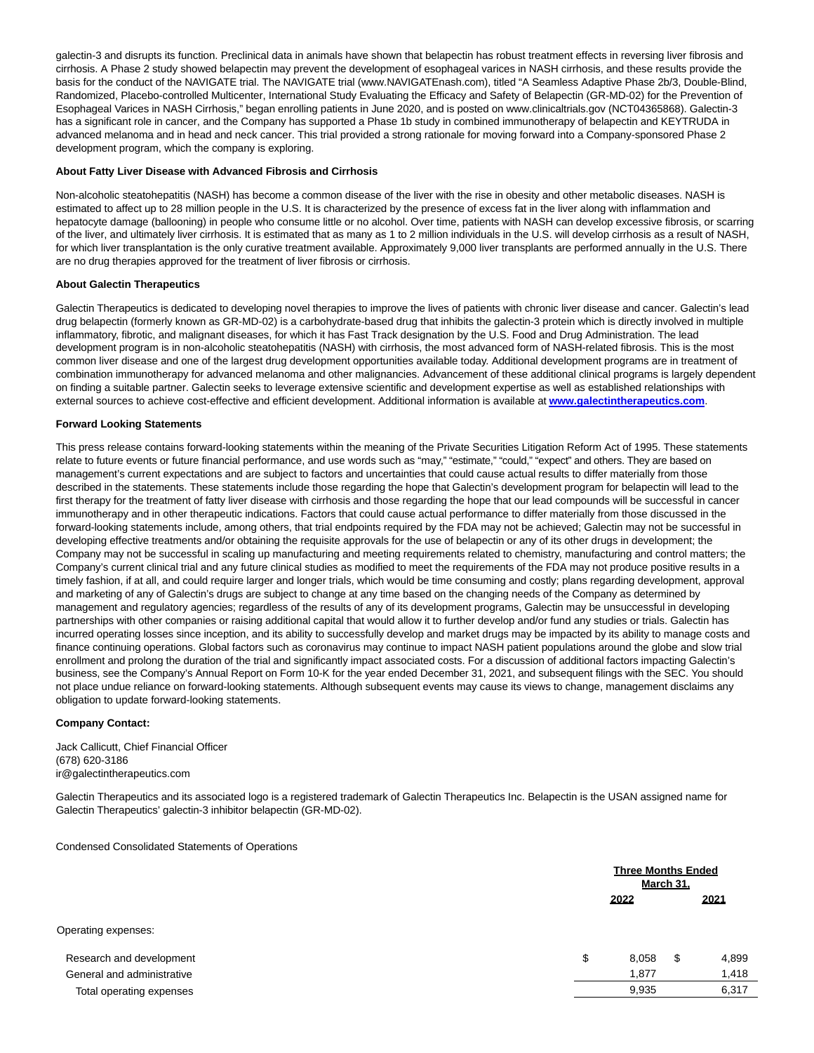galectin-3 and disrupts its function. Preclinical data in animals have shown that belapectin has robust treatment effects in reversing liver fibrosis and cirrhosis. A Phase 2 study showed belapectin may prevent the development of esophageal varices in NASH cirrhosis, and these results provide the basis for the conduct of the NAVIGATE trial. The NAVIGATE trial (www.NAVIGATEnash.com), titled "A Seamless Adaptive Phase 2b/3, Double-Blind, Randomized, Placebo-controlled Multicenter, International Study Evaluating the Efficacy and Safety of Belapectin (GR-MD-02) for the Prevention of Esophageal Varices in NASH Cirrhosis," began enrolling patients in June 2020, and is posted on www.clinicaltrials.gov (NCT04365868). Galectin-3 has a significant role in cancer, and the Company has supported a Phase 1b study in combined immunotherapy of belapectin and KEYTRUDA in advanced melanoma and in head and neck cancer. This trial provided a strong rationale for moving forward into a Company-sponsored Phase 2 development program, which the company is exploring.

**About Fatty Liver Disease with Advanced Fibrosis and Cirrhosis**

Non-alcoholic steatohepatitis (NASH) has become a common disease of the liver with the rise in obesity and other metabolic diseases. NASH is estimated to affect up to 28 million people in the U.S. It is characterized by the presence of excess fat in the liver along with inflammation and hepatocyte damage (ballooning) in people who consume little or no alcohol. Over time, patients with NASH can develop excessive fibrosis, or scarring of the liver, and ultimately liver cirrhosis. It is estimated that as many as 1 to 2 million individuals in the U.S. will develop cirrhosis as a result of NASH, for which liver transplantation is the only curative treatment available. Approximately 9,000 liver transplants are performed annually in the U.S. There are no drug therapies approved for the treatment of liver fibrosis or cirrhosis.

**About Galectin Therapeutics**

Galectin Therapeutics is dedicated to developing novel therapies to improve the lives of patients with chronic liver disease and cancer. Galectin's lead drug belapectin (formerly known as GR-MD-02) is a carbohydrate-based drug that inhibits the galectin-3 protein which is directly involved in multiple inflammatory, fibrotic, and malignant diseases, for which it has Fast Track designation by the U.S. Food and Drug Administration. The lead development program is in non-alcoholic steatohepatitis (NASH) with cirrhosis, the most advanced form of NASH-related fibrosis. This is the most common liver disease and one of the largest drug development opportunities available today. Additional development programs are in treatment of combination immunotherapy for advanced melanoma and other malignancies. Advancement of these additional clinical programs is largely dependent on finding a suitable partner. Galectin seeks to leverage extensive scientific and development expertise as well as established relationships with external sources to achieve cost-effective and efficient development. Additional information is available at **www.galectintherapeutics.com**.

**Forward Looking Statements**

This press release contains forward-looking statements within the meaning of the Private Securities Litigation Reform Act of 1995. These statements relate to future events or future financial performance, and use words such as "may," "estimate," "could," "expect" and others. They are based on management's current expectations and are subject to factors and uncertainties that could cause actual results to differ materially from those described in the statements. These statements include those regarding the hope that Galectin's development program for belapectin will lead to the first therapy for the treatment of fatty liver disease with cirrhosis and those regarding the hope that our lead compounds will be successful in cancer immunotherapy and in other therapeutic indications. Factors that could cause actual performance to differ materially from those discussed in the forward-looking statements include, among others, that trial endpoints required by the FDA may not be achieved; Galectin may not be successful in developing effective treatments and/or obtaining the requisite approvals for the use of belapectin or any of its other drugs in development; the Company may not be successful in scaling up manufacturing and meeting requirements related to chemistry, manufacturing and control matters; the Company's current clinical trial and any future clinical studies as modified to meet the requirements of the FDA may not produce positive results in a timely fashion, if at all, and could require larger and longer trials, which would be time consuming and costly; plans regarding development, approval and marketing of any of Galectin's drugs are subject to change at any time based on the changing needs of the Company as determined by management and regulatory agencies; regardless of the results of any of its development programs, Galectin may be unsuccessful in developing partnerships with other companies or raising additional capital that would allow it to further develop and/or fund any studies or trials. Galectin has incurred operating losses since inception, and its ability to successfully develop and market drugs may be impacted by its ability to manage costs and finance continuing operations. Global factors such as coronavirus may continue to impact NASH patient populations around the globe and slow trial enrollment and prolong the duration of the trial and significantly impact associated costs. For a discussion of additional factors impacting Galectin's business, see the Company's Annual Report on Form 10-K for the year ended December 31, 2021, and subsequent filings with the SEC. You should not place undue reliance on forward-looking statements. Although subsequent events may cause its views to change, management disclaims any obligation to update forward-looking statements.

**Company Contact:**

Jack Callicutt, Chief Financial Officer
(678) 620-3186
ir@galectintherapeutics.com

Galectin Therapeutics and its associated logo is a registered trademark of Galectin Therapeutics Inc. Belapectin is the USAN assigned name for Galectin Therapeutics' galectin-3 inhibitor belapectin (GR-MD-02).

Condensed Consolidated Statements of Operations

| | Three Months Ended March 31, | |
|---|---|---|
| | 2022 | 2021 |
| Operating expenses: | | |
| Research and development | $ 8,058 | $ 4,899 |
| General and administrative | 1,877 | 1,418 |
| Total operating expenses | 9,935 | 6,317 |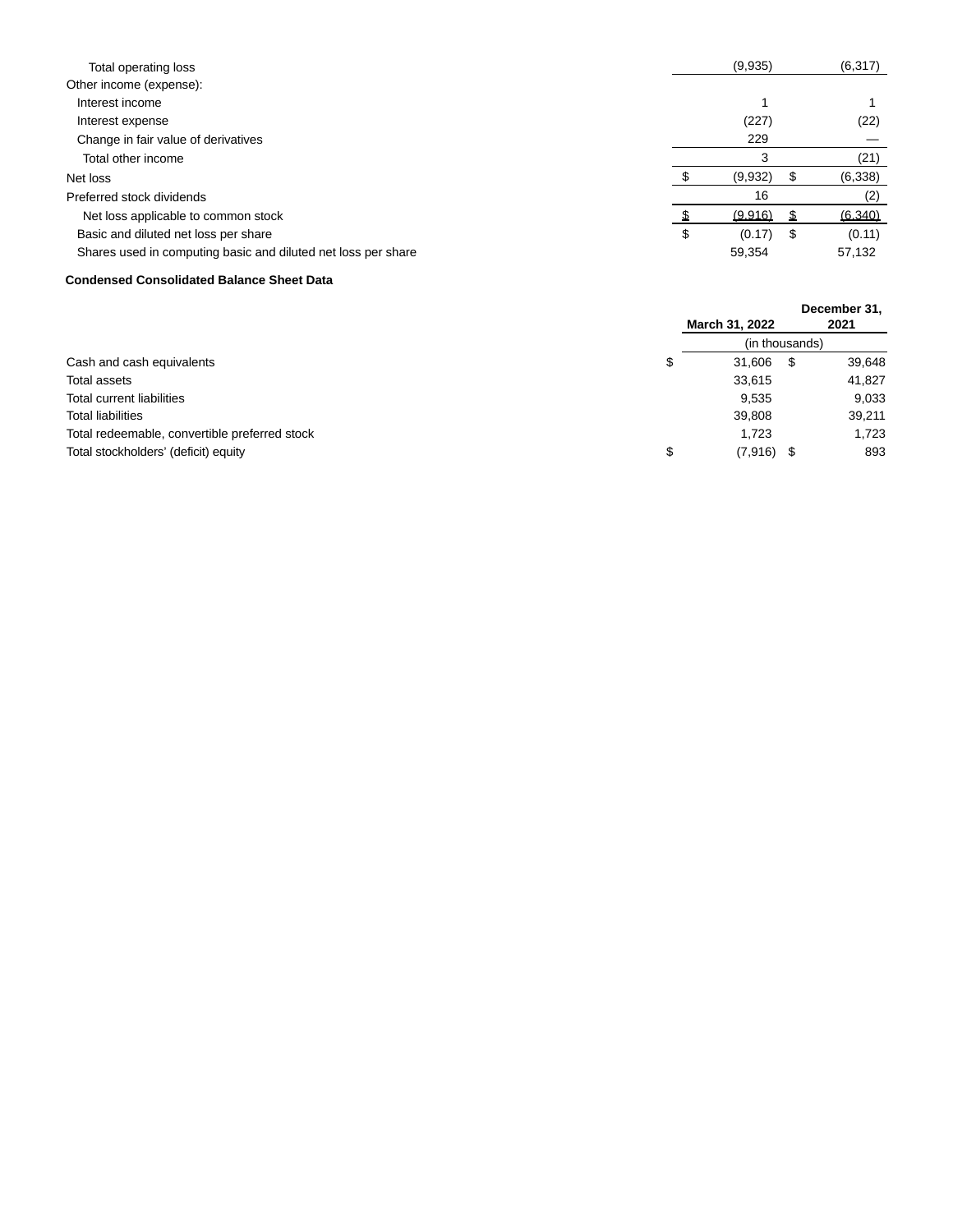| | | |
|---|---|---|
| Total operating loss | (9,935) | (6,317) |
| Other income (expense): | | |
| Interest income | 1 | 1 |
| Interest expense | (227) | (22) |
| Change in fair value of derivatives | 229 | — |
| Total other income | 3 | (21) |
| Net loss | $ (9,932) | $ (6,338) |
| Preferred stock dividends | 16 | (2) |
| Net loss applicable to common stock | $ (9,916) | $ (6,340) |
| Basic and diluted net loss per share | $ (0.17) | $ (0.11) |
| Shares used in computing basic and diluted net loss per share | 59,354 | 57,132 |

**Condensed Consolidated Balance Sheet Data**

| | March 31, 2022 | December 31, 2021 |
|---|---|---|
| | (in thousands) | |
| Cash and cash equivalents | $ 31,606 | $ 39,648 |
| Total assets | 33,615 | 41,827 |
| Total current liabilities | 9,535 | 9,033 |
| Total liabilities | 39,808 | 39,211 |
| Total redeemable, convertible preferred stock | 1,723 | 1,723 |
| Total stockholders' (deficit) equity | $ (7,916) | $ 893 |